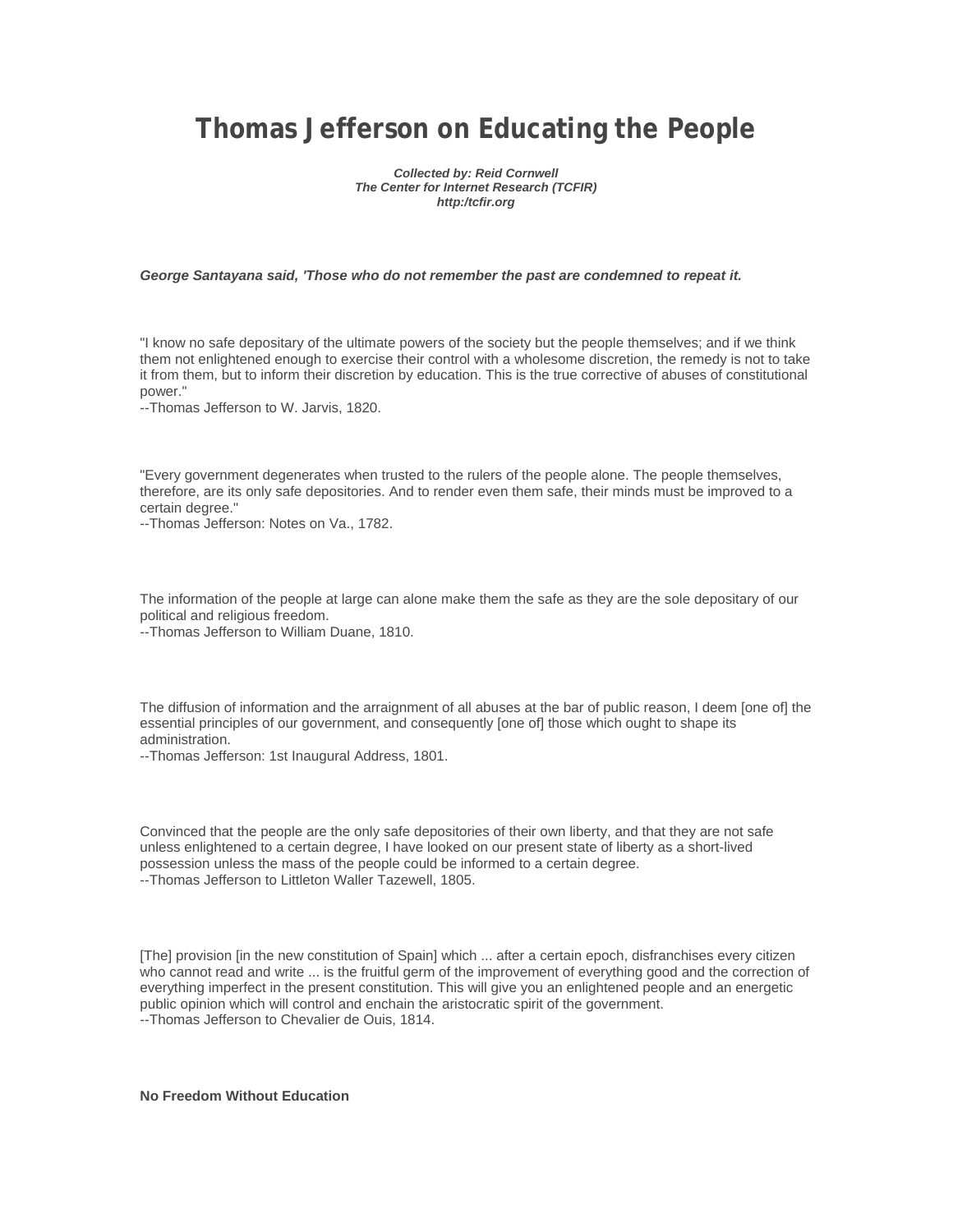# Thomas Jefferson on Educating the People

***Collected by: Reid Cornwell***
***The Center for Internet Research (TCFIR)***
***http:/tcfir.org***

***George Santayana said, 'Those who do not remember the past are condemned to repeat it.***

"I know no safe depositary of the ultimate powers of the society but the people themselves; and if we think them not enlightened enough to exercise their control with a wholesome discretion, the remedy is not to take it from them, but to inform their discretion by education. This is the true corrective of abuses of constitutional power."
--Thomas Jefferson to W. Jarvis, 1820.

"Every government degenerates when trusted to the rulers of the people alone. The people themselves, therefore, are its only safe depositories. And to render even them safe, their minds must be improved to a certain degree."
--Thomas Jefferson: Notes on Va., 1782.

The information of the people at large can alone make them the safe as they are the sole depositary of our political and religious freedom.
--Thomas Jefferson to William Duane, 1810.

The diffusion of information and the arraignment of all abuses at the bar of public reason, I deem [one of] the essential principles of our government, and consequently [one of] those which ought to shape its administration.
--Thomas Jefferson: 1st Inaugural Address, 1801.

Convinced that the people are the only safe depositories of their own liberty, and that they are not safe unless enlightened to a certain degree, I have looked on our present state of liberty as a short-lived possession unless the mass of the people could be informed to a certain degree.
--Thomas Jefferson to Littleton Waller Tazewell, 1805.

[The] provision [in the new constitution of Spain] which ... after a certain epoch, disfranchises every citizen who cannot read and write ... is the fruitful germ of the improvement of everything good and the correction of everything imperfect in the present constitution. This will give you an enlightened people and an energetic public opinion which will control and enchain the aristocratic spirit of the government.
--Thomas Jefferson to Chevalier de Ouis, 1814.

**No Freedom Without Education**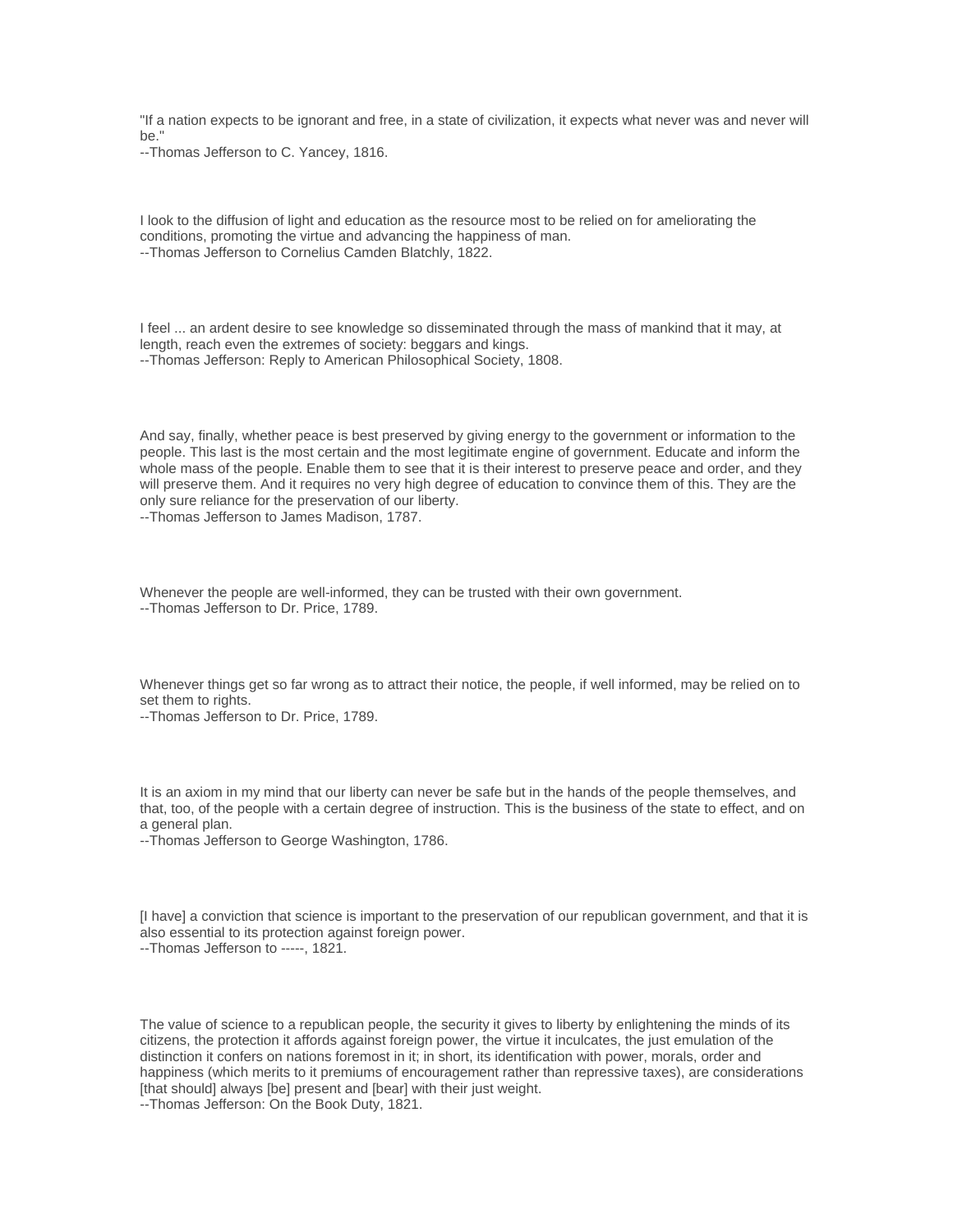"If a nation expects to be ignorant and free, in a state of civilization, it expects what never was and never will be."
--Thomas Jefferson to C. Yancey, 1816.

I look to the diffusion of light and education as the resource most to be relied on for ameliorating the conditions, promoting the virtue and advancing the happiness of man.
--Thomas Jefferson to Cornelius Camden Blatchly, 1822.

I feel ... an ardent desire to see knowledge so disseminated through the mass of mankind that it may, at length, reach even the extremes of society: beggars and kings.
--Thomas Jefferson: Reply to American Philosophical Society, 1808.

And say, finally, whether peace is best preserved by giving energy to the government or information to the people. This last is the most certain and the most legitimate engine of government. Educate and inform the whole mass of the people. Enable them to see that it is their interest to preserve peace and order, and they will preserve them. And it requires no very high degree of education to convince them of this. They are the only sure reliance for the preservation of our liberty.
--Thomas Jefferson to James Madison, 1787.

Whenever the people are well-informed, they can be trusted with their own government.
--Thomas Jefferson to Dr. Price, 1789.

Whenever things get so far wrong as to attract their notice, the people, if well informed, may be relied on to set them to rights.
--Thomas Jefferson to Dr. Price, 1789.

It is an axiom in my mind that our liberty can never be safe but in the hands of the people themselves, and that, too, of the people with a certain degree of instruction. This is the business of the state to effect, and on a general plan.
--Thomas Jefferson to George Washington, 1786.

[I have] a conviction that science is important to the preservation of our republican government, and that it is also essential to its protection against foreign power.
--Thomas Jefferson to -----, 1821.

The value of science to a republican people, the security it gives to liberty by enlightening the minds of its citizens, the protection it affords against foreign power, the virtue it inculcates, the just emulation of the distinction it confers on nations foremost in it; in short, its identification with power, morals, order and happiness (which merits to it premiums of encouragement rather than repressive taxes), are considerations [that should] always [be] present and [bear] with their just weight.
--Thomas Jefferson: On the Book Duty, 1821.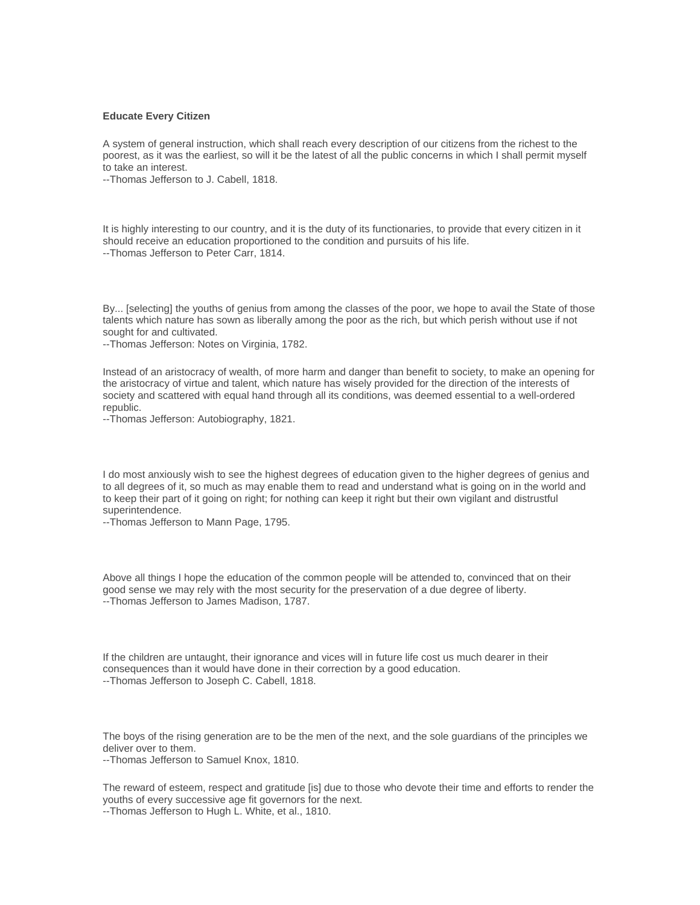**Educate Every Citizen**

A system of general instruction, which shall reach every description of our citizens from the richest to the poorest, as it was the earliest, so will it be the latest of all the public concerns in which I shall permit myself to take an interest.
--Thomas Jefferson to J. Cabell, 1818.

It is highly interesting to our country, and it is the duty of its functionaries, to provide that every citizen in it should receive an education proportioned to the condition and pursuits of his life.
--Thomas Jefferson to Peter Carr, 1814.

By... [selecting] the youths of genius from among the classes of the poor, we hope to avail the State of those talents which nature has sown as liberally among the poor as the rich, but which perish without use if not sought for and cultivated.
--Thomas Jefferson: Notes on Virginia, 1782.

Instead of an aristocracy of wealth, of more harm and danger than benefit to society, to make an opening for the aristocracy of virtue and talent, which nature has wisely provided for the direction of the interests of society and scattered with equal hand through all its conditions, was deemed essential to a well-ordered republic.
--Thomas Jefferson: Autobiography, 1821.

I do most anxiously wish to see the highest degrees of education given to the higher degrees of genius and to all degrees of it, so much as may enable them to read and understand what is going on in the world and to keep their part of it going on right; for nothing can keep it right but their own vigilant and distrustful superintendence.
--Thomas Jefferson to Mann Page, 1795.

Above all things I hope the education of the common people will be attended to, convinced that on their good sense we may rely with the most security for the preservation of a due degree of liberty.
--Thomas Jefferson to James Madison, 1787.

If the children are untaught, their ignorance and vices will in future life cost us much dearer in their consequences than it would have done in their correction by a good education.
--Thomas Jefferson to Joseph C. Cabell, 1818.

The boys of the rising generation are to be the men of the next, and the sole guardians of the principles we deliver over to them.
--Thomas Jefferson to Samuel Knox, 1810.

The reward of esteem, respect and gratitude [is] due to those who devote their time and efforts to render the youths of every successive age fit governors for the next.
--Thomas Jefferson to Hugh L. White, et al., 1810.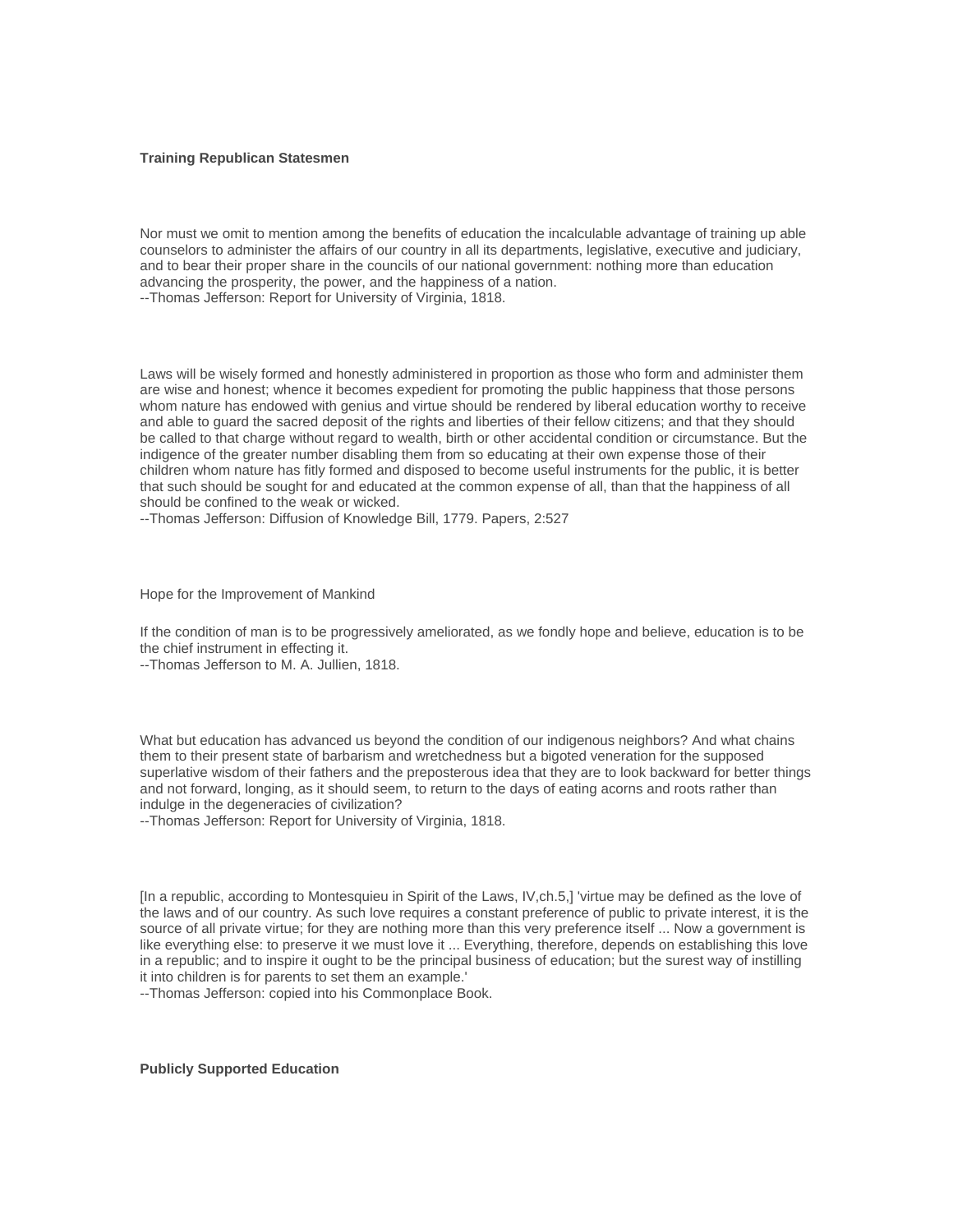**Training Republican Statesmen**

Nor must we omit to mention among the benefits of education the incalculable advantage of training up able counselors to administer the affairs of our country in all its departments, legislative, executive and judiciary, and to bear their proper share in the councils of our national government: nothing more than education advancing the prosperity, the power, and the happiness of a nation.
--Thomas Jefferson: Report for University of Virginia, 1818.

Laws will be wisely formed and honestly administered in proportion as those who form and administer them are wise and honest; whence it becomes expedient for promoting the public happiness that those persons whom nature has endowed with genius and virtue should be rendered by liberal education worthy to receive and able to guard the sacred deposit of the rights and liberties of their fellow citizens; and that they should be called to that charge without regard to wealth, birth or other accidental condition or circumstance. But the indigence of the greater number disabling them from so educating at their own expense those of their children whom nature has fitly formed and disposed to become useful instruments for the public, it is better that such should be sought for and educated at the common expense of all, than that the happiness of all should be confined to the weak or wicked.
--Thomas Jefferson: Diffusion of Knowledge Bill, 1779. Papers, 2:527

Hope for the Improvement of Mankind

If the condition of man is to be progressively ameliorated, as we fondly hope and believe, education is to be the chief instrument in effecting it.
--Thomas Jefferson to M. A. Jullien, 1818.

What but education has advanced us beyond the condition of our indigenous neighbors? And what chains them to their present state of barbarism and wretchedness but a bigoted veneration for the supposed superlative wisdom of their fathers and the preposterous idea that they are to look backward for better things and not forward, longing, as it should seem, to return to the days of eating acorns and roots rather than indulge in the degeneracies of civilization?
--Thomas Jefferson: Report for University of Virginia, 1818.

[In a republic, according to Montesquieu in Spirit of the Laws, IV,ch.5,] 'virtue may be defined as the love of the laws and of our country. As such love requires a constant preference of public to private interest, it is the source of all private virtue; for they are nothing more than this very preference itself ... Now a government is like everything else: to preserve it we must love it ... Everything, therefore, depends on establishing this love in a republic; and to inspire it ought to be the principal business of education; but the surest way of instilling it into children is for parents to set them an example.'
--Thomas Jefferson: copied into his Commonplace Book.

**Publicly Supported Education**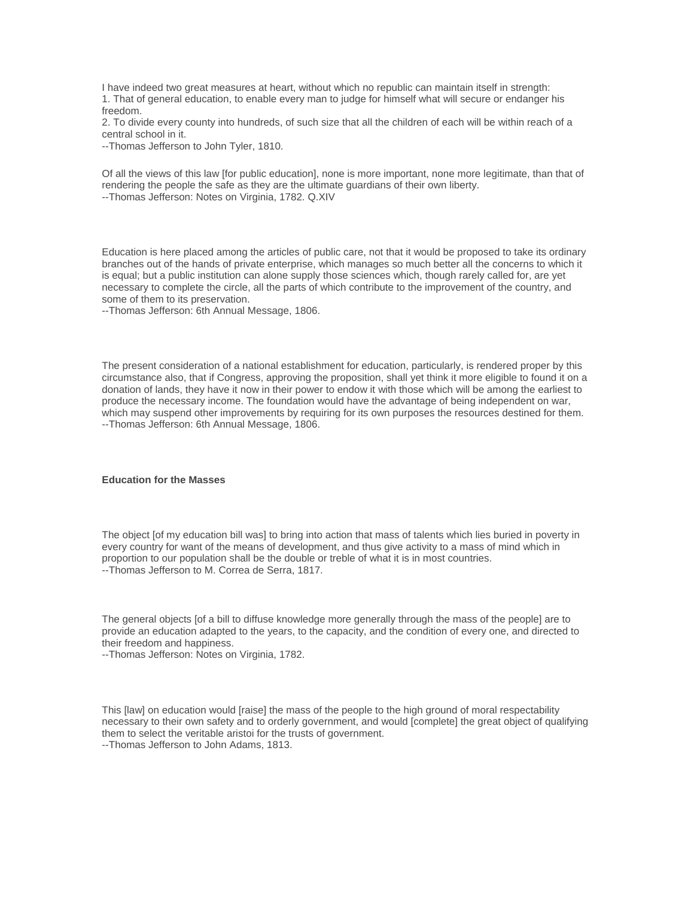I have indeed two great measures at heart, without which no republic can maintain itself in strength:
1. That of general education, to enable every man to judge for himself what will secure or endanger his freedom.
2. To divide every county into hundreds, of such size that all the children of each will be within reach of a central school in it.
--Thomas Jefferson to John Tyler, 1810.

Of all the views of this law [for public education], none is more important, none more legitimate, than that of rendering the people the safe as they are the ultimate guardians of their own liberty.
--Thomas Jefferson: Notes on Virginia, 1782. Q.XIV

Education is here placed among the articles of public care, not that it would be proposed to take its ordinary branches out of the hands of private enterprise, which manages so much better all the concerns to which it is equal; but a public institution can alone supply those sciences which, though rarely called for, are yet necessary to complete the circle, all the parts of which contribute to the improvement of the country, and some of them to its preservation.
--Thomas Jefferson: 6th Annual Message, 1806.

The present consideration of a national establishment for education, particularly, is rendered proper by this circumstance also, that if Congress, approving the proposition, shall yet think it more eligible to found it on a donation of lands, they have it now in their power to endow it with those which will be among the earliest to produce the necessary income. The foundation would have the advantage of being independent on war, which may suspend other improvements by requiring for its own purposes the resources destined for them.
--Thomas Jefferson: 6th Annual Message, 1806.

**Education for the Masses**

The object [of my education bill was] to bring into action that mass of talents which lies buried in poverty in every country for want of the means of development, and thus give activity to a mass of mind which in proportion to our population shall be the double or treble of what it is in most countries.
--Thomas Jefferson to M. Correa de Serra, 1817.

The general objects [of a bill to diffuse knowledge more generally through the mass of the people] are to provide an education adapted to the years, to the capacity, and the condition of every one, and directed to their freedom and happiness.
--Thomas Jefferson: Notes on Virginia, 1782.

This [law] on education would [raise] the mass of the people to the high ground of moral respectability necessary to their own safety and to orderly government, and would [complete] the great object of qualifying them to select the veritable aristoi for the trusts of government.
--Thomas Jefferson to John Adams, 1813.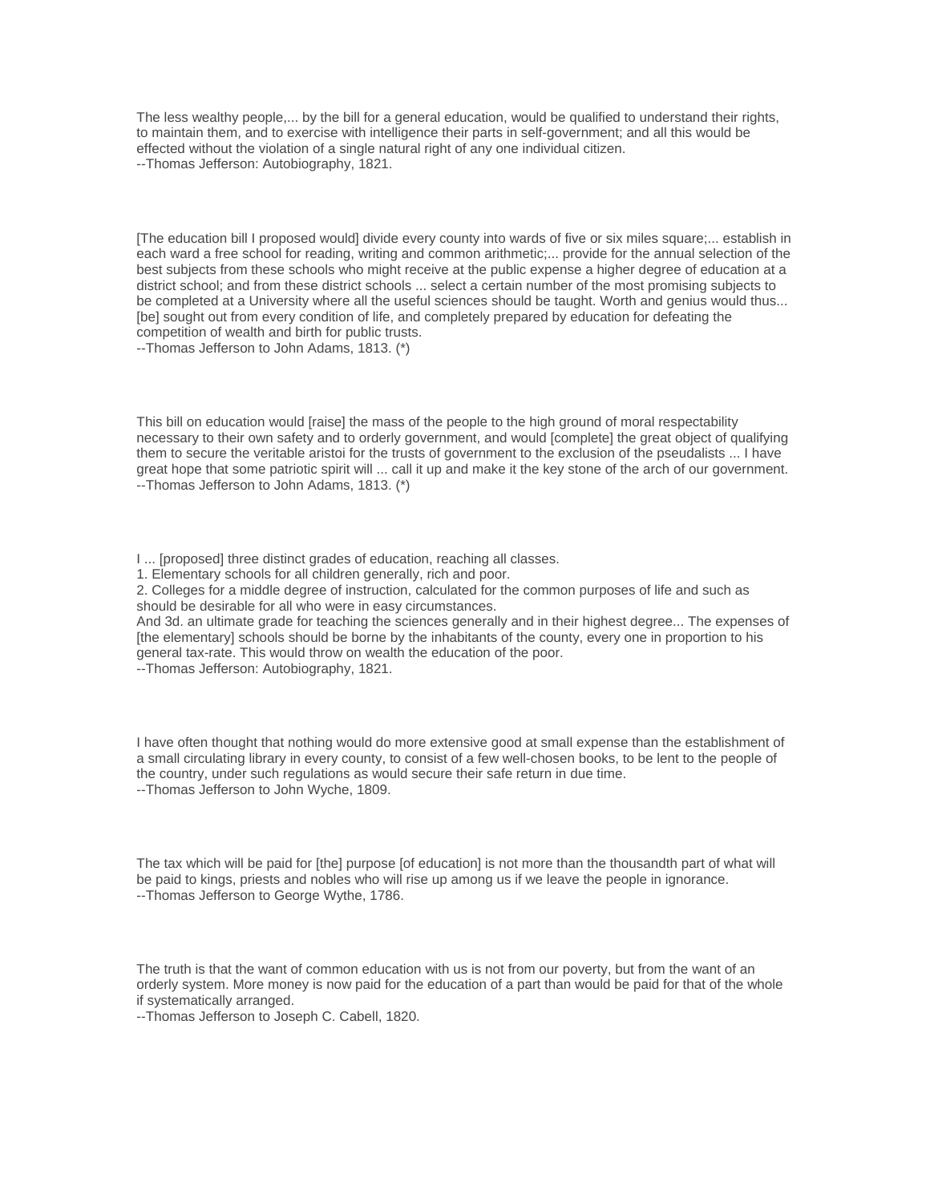The less wealthy people,... by the bill for a general education, would be qualified to understand their rights, to maintain them, and to exercise with intelligence their parts in self-government; and all this would be effected without the violation of a single natural right of any one individual citizen.
--Thomas Jefferson: Autobiography, 1821.

[The education bill I proposed would] divide every county into wards of five or six miles square;... establish in each ward a free school for reading, writing and common arithmetic;... provide for the annual selection of the best subjects from these schools who might receive at the public expense a higher degree of education at a district school; and from these district schools ... select a certain number of the most promising subjects to be completed at a University where all the useful sciences should be taught. Worth and genius would thus... [be] sought out from every condition of life, and completely prepared by education for defeating the competition of wealth and birth for public trusts.
--Thomas Jefferson to John Adams, 1813. (*)

This bill on education would [raise] the mass of the people to the high ground of moral respectability necessary to their own safety and to orderly government, and would [complete] the great object of qualifying them to secure the veritable aristoi for the trusts of government to the exclusion of the pseudalists ... I have great hope that some patriotic spirit will ... call it up and make it the key stone of the arch of our government.
--Thomas Jefferson to John Adams, 1813. (*)

I ... [proposed] three distinct grades of education, reaching all classes.
1. Elementary schools for all children generally, rich and poor.
2. Colleges for a middle degree of instruction, calculated for the common purposes of life and such as should be desirable for all who were in easy circumstances.
And 3d. an ultimate grade for teaching the sciences generally and in their highest degree... The expenses of [the elementary] schools should be borne by the inhabitants of the county, every one in proportion to his general tax-rate. This would throw on wealth the education of the poor.
--Thomas Jefferson: Autobiography, 1821.

I have often thought that nothing would do more extensive good at small expense than the establishment of a small circulating library in every county, to consist of a few well-chosen books, to be lent to the people of the country, under such regulations as would secure their safe return in due time.
--Thomas Jefferson to John Wyche, 1809.

The tax which will be paid for [the] purpose [of education] is not more than the thousandth part of what will be paid to kings, priests and nobles who will rise up among us if we leave the people in ignorance.
--Thomas Jefferson to George Wythe, 1786.

The truth is that the want of common education with us is not from our poverty, but from the want of an orderly system. More money is now paid for the education of a part than would be paid for that of the whole if systematically arranged.
--Thomas Jefferson to Joseph C. Cabell, 1820.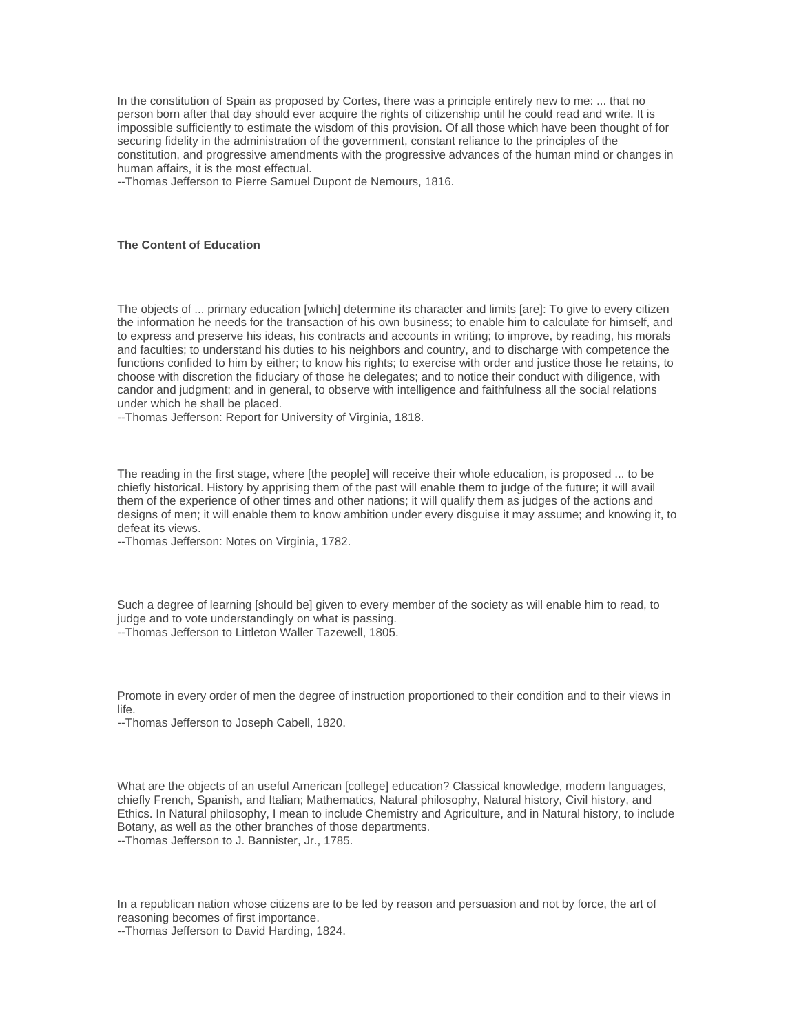In the constitution of Spain as proposed by Cortes, there was a principle entirely new to me: ... that no person born after that day should ever acquire the rights of citizenship until he could read and write. It is impossible sufficiently to estimate the wisdom of this provision. Of all those which have been thought of for securing fidelity in the administration of the government, constant reliance to the principles of the constitution, and progressive amendments with the progressive advances of the human mind or changes in human affairs, it is the most effectual.
--Thomas Jefferson to Pierre Samuel Dupont de Nemours, 1816.

**The Content of Education**

The objects of ... primary education [which] determine its character and limits [are]: To give to every citizen the information he needs for the transaction of his own business; to enable him to calculate for himself, and to express and preserve his ideas, his contracts and accounts in writing; to improve, by reading, his morals and faculties; to understand his duties to his neighbors and country, and to discharge with competence the functions confided to him by either; to know his rights; to exercise with order and justice those he retains, to choose with discretion the fiduciary of those he delegates; and to notice their conduct with diligence, with candor and judgment; and in general, to observe with intelligence and faithfulness all the social relations under which he shall be placed.
--Thomas Jefferson: Report for University of Virginia, 1818.

The reading in the first stage, where [the people] will receive their whole education, is proposed ... to be chiefly historical. History by apprising them of the past will enable them to judge of the future; it will avail them of the experience of other times and other nations; it will qualify them as judges of the actions and designs of men; it will enable them to know ambition under every disguise it may assume; and knowing it, to defeat its views.
--Thomas Jefferson: Notes on Virginia, 1782.

Such a degree of learning [should be] given to every member of the society as will enable him to read, to judge and to vote understandingly on what is passing.
--Thomas Jefferson to Littleton Waller Tazewell, 1805.

Promote in every order of men the degree of instruction proportioned to their condition and to their views in life.
--Thomas Jefferson to Joseph Cabell, 1820.

What are the objects of an useful American [college] education? Classical knowledge, modern languages, chiefly French, Spanish, and Italian; Mathematics, Natural philosophy, Natural history, Civil history, and Ethics. In Natural philosophy, I mean to include Chemistry and Agriculture, and in Natural history, to include Botany, as well as the other branches of those departments.
--Thomas Jefferson to J. Bannister, Jr., 1785.

In a republican nation whose citizens are to be led by reason and persuasion and not by force, the art of reasoning becomes of first importance.
--Thomas Jefferson to David Harding, 1824.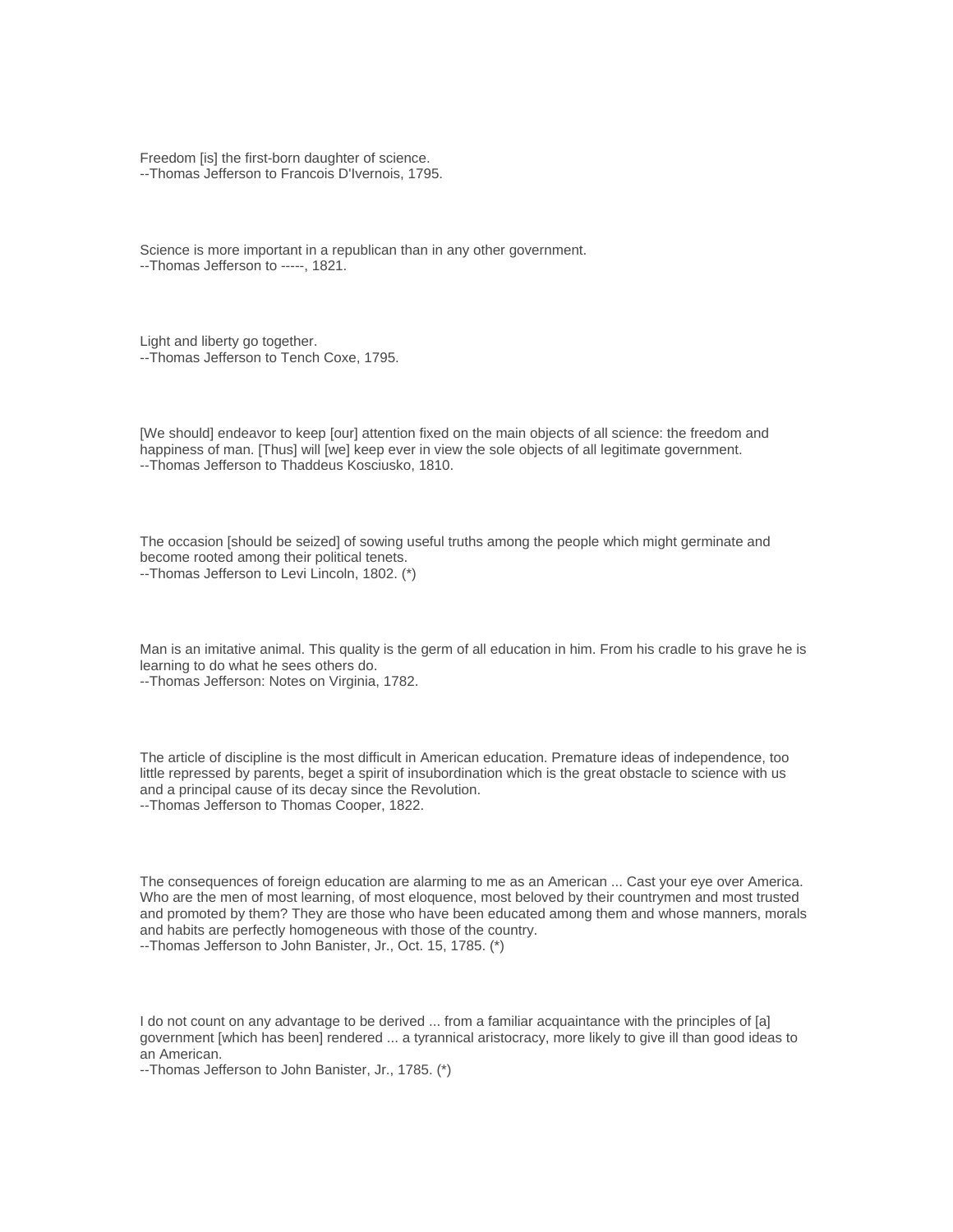Freedom [is] the first-born daughter of science.
--Thomas Jefferson to Francois D'Ivernois, 1795.

Science is more important in a republican than in any other government.
--Thomas Jefferson to -----, 1821.

Light and liberty go together.
--Thomas Jefferson to Tench Coxe, 1795.

[We should] endeavor to keep [our] attention fixed on the main objects of all science: the freedom and happiness of man. [Thus] will [we] keep ever in view the sole objects of all legitimate government.
--Thomas Jefferson to Thaddeus Kosciusko, 1810.

The occasion [should be seized] of sowing useful truths among the people which might germinate and become rooted among their political tenets.
--Thomas Jefferson to Levi Lincoln, 1802. (*)

Man is an imitative animal. This quality is the germ of all education in him. From his cradle to his grave he is learning to do what he sees others do.
--Thomas Jefferson: Notes on Virginia, 1782.

The article of discipline is the most difficult in American education. Premature ideas of independence, too little repressed by parents, beget a spirit of insubordination which is the great obstacle to science with us and a principal cause of its decay since the Revolution.
--Thomas Jefferson to Thomas Cooper, 1822.

The consequences of foreign education are alarming to me as an American ... Cast your eye over America. Who are the men of most learning, of most eloquence, most beloved by their countrymen and most trusted and promoted by them? They are those who have been educated among them and whose manners, morals and habits are perfectly homogeneous with those of the country.
--Thomas Jefferson to John Banister, Jr., Oct. 15, 1785. (*)

I do not count on any advantage to be derived ... from a familiar acquaintance with the principles of [a] government [which has been] rendered ... a tyrannical aristocracy, more likely to give ill than good ideas to an American.
--Thomas Jefferson to John Banister, Jr., 1785. (*)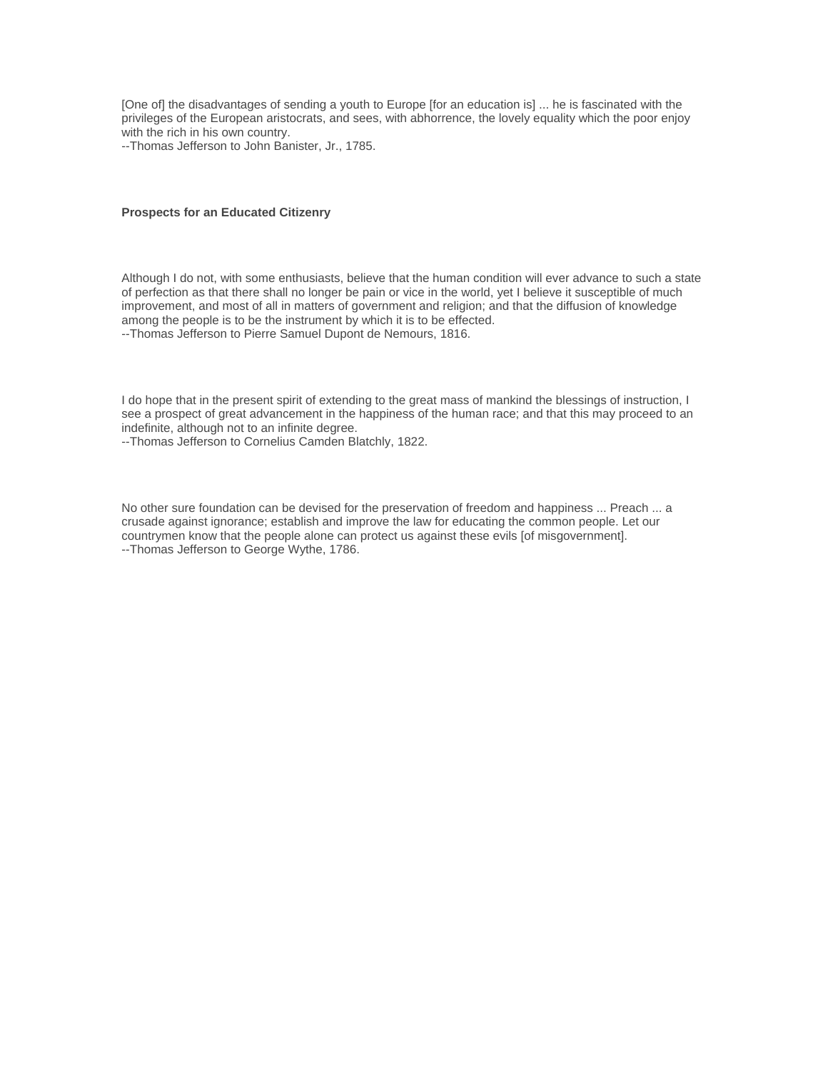[One of] the disadvantages of sending a youth to Europe [for an education is] ... he is fascinated with the privileges of the European aristocrats, and sees, with abhorrence, the lovely equality which the poor enjoy with the rich in his own country.
--Thomas Jefferson to John Banister, Jr., 1785.

**Prospects for an Educated Citizenry**

Although I do not, with some enthusiasts, believe that the human condition will ever advance to such a state of perfection as that there shall no longer be pain or vice in the world, yet I believe it susceptible of much improvement, and most of all in matters of government and religion; and that the diffusion of knowledge among the people is to be the instrument by which it is to be effected.
--Thomas Jefferson to Pierre Samuel Dupont de Nemours, 1816.

I do hope that in the present spirit of extending to the great mass of mankind the blessings of instruction, I see a prospect of great advancement in the happiness of the human race; and that this may proceed to an indefinite, although not to an infinite degree.
--Thomas Jefferson to Cornelius Camden Blatchly, 1822.

No other sure foundation can be devised for the preservation of freedom and happiness ... Preach ... a crusade against ignorance; establish and improve the law for educating the common people. Let our countrymen know that the people alone can protect us against these evils [of misgovernment].
--Thomas Jefferson to George Wythe, 1786.